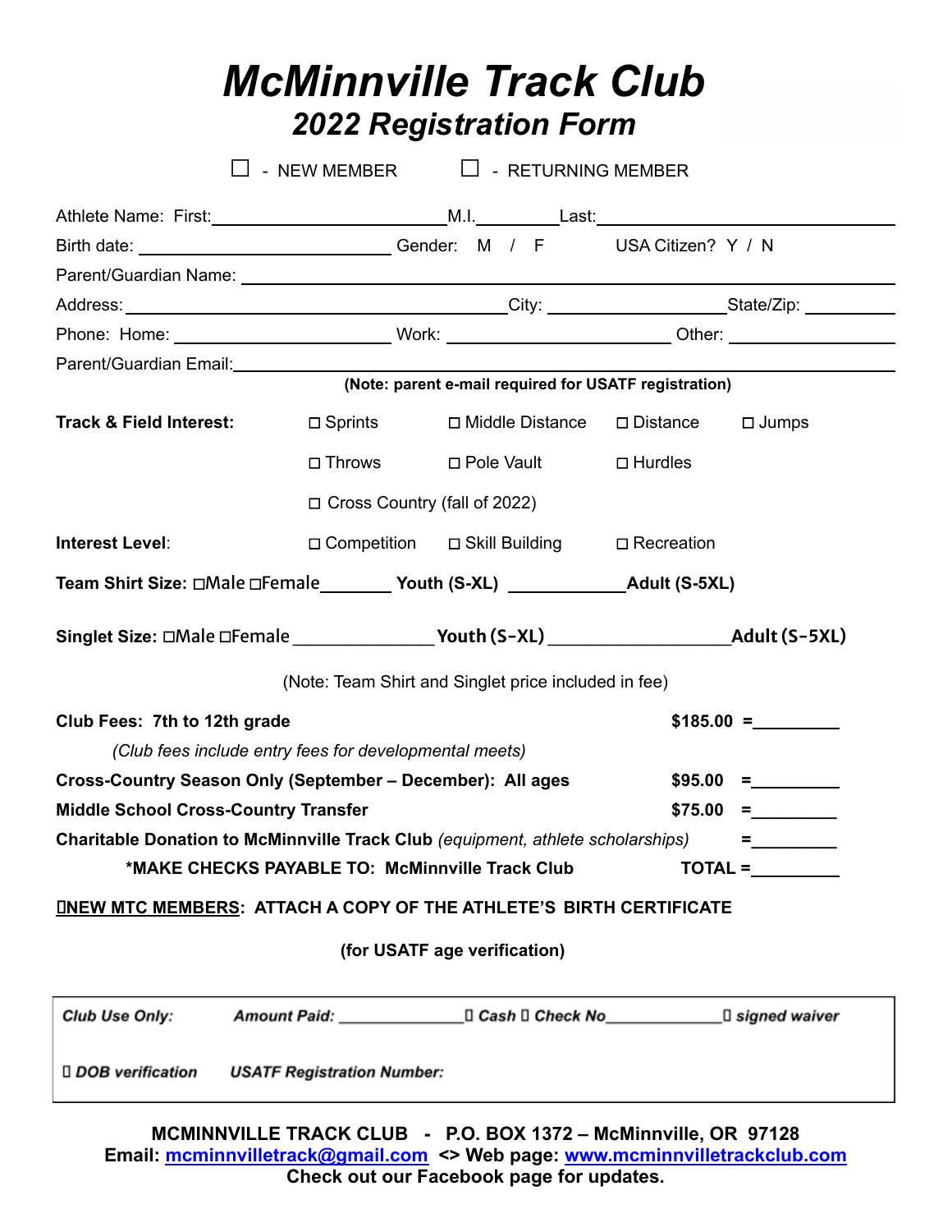# McMinnville Track Club

## 2022 Registration Form

☐ - NEW MEMBER ☐ - RETURNING MEMBER

Athlete Name: First:________________________ M.I.________ Last:________________________

Birth date: ________________________ Gender: M / F USA Citizen? Y / N

Parent/Guardian Name: ________________________________________________

Address: ________________________________ City: __________________ State/Zip: __________

Phone: Home: ____________________ Work: ____________________ Other: ________________

Parent/Guardian Email: ________________________________________________

**(Note: parent e-mail required for USATF registration)**

**Track & Field Interest:** ☐ Sprints ☐ Middle Distance ☐ Distance ☐ Jumps

☐ Throws ☐ Pole Vault ☐ Hurdles

☐ Cross Country (fall of 2022)

**Interest Level**: ☐ Competition ☐ Skill Building ☐ Recreation

**Team Shirt Size:** ☐Male ☐Female________ **Youth (S-XL)** ____________ **Adult (S-5XL)**

**Singlet Size:** ☐Male ☐Female______________ **Youth (S-XL)** __________________ **Adult (S-5XL)**

(Note: Team Shirt and Singlet price included in fee)

**Club Fees: 7th to 12th grade** **$185.00 =**_________

*(Club fees include entry fees for developmental meets)*

**Cross-Country Season Only (September – December): All ages** **$95.00 =**_________

**Middle School Cross-Country Transfer** **$75.00 =**_________

**Charitable Donation to McMinnville Track Club** *(equipment, athlete scholarships)* **=**_________

**\*MAKE CHECKS PAYABLE TO: McMinnville Track Club** **TOTAL =**_________

☐**NEW MTC MEMBERS: ATTACH A COPY OF THE ATHLETE'S BIRTH CERTIFICATE**

**(for USATF age verification)**

***Club Use Only:*** ***Amount Paid:*** _____________ ☐ ***Cash*** ☐ ***Check No***____________ ☐ ***signed waiver***

☐ ***DOB verification*** ***USATF Registration Number:***

**MCMINNVILLE TRACK CLUB - P.O. BOX 1372 – McMinnville, OR 97128**
**Email: mcminnvilletrack@gmail.com <> Web page: www.mcminnvilletrackclub.com**
**Check out our Facebook page for updates.**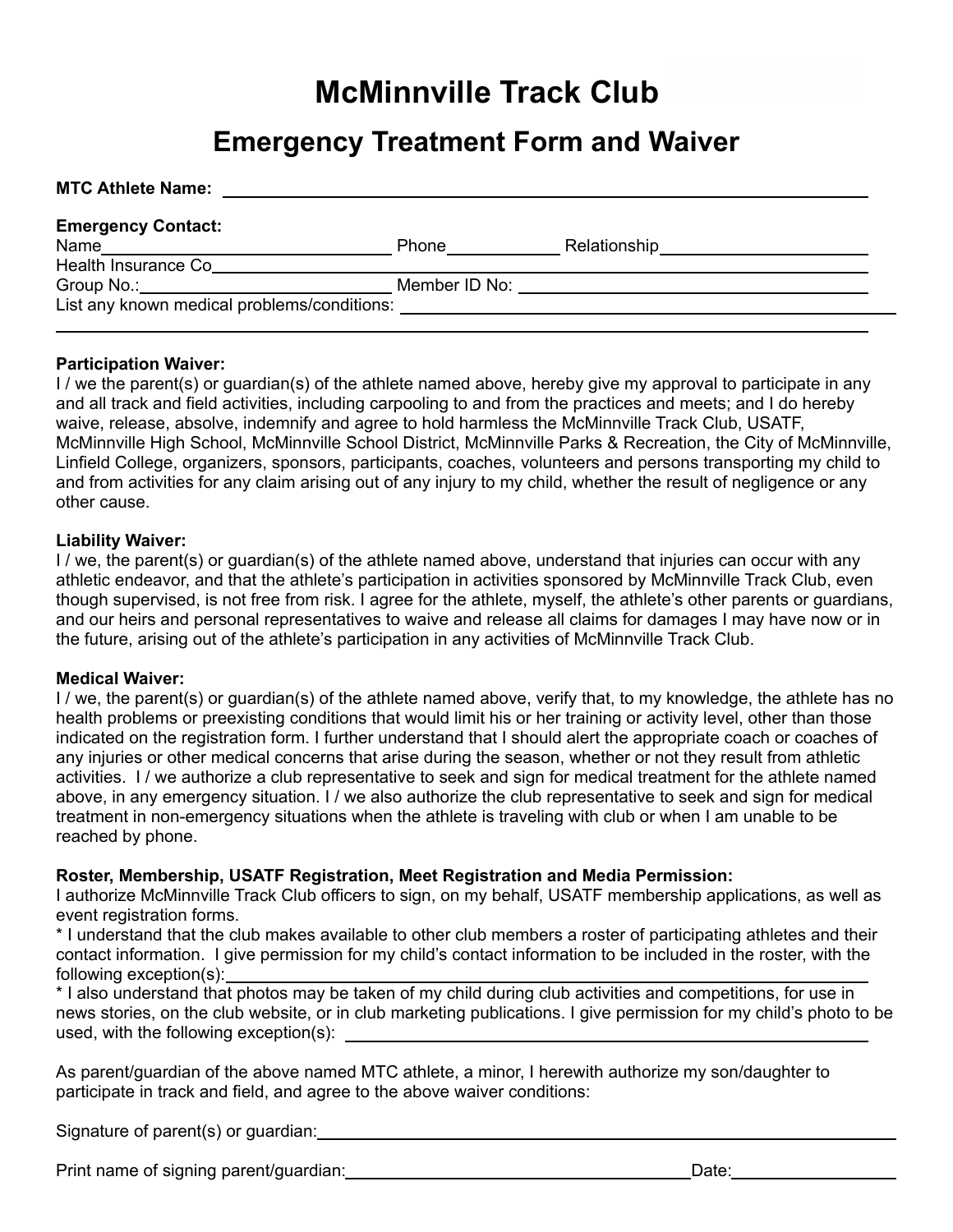# McMinnville Track Club

## Emergency Treatment Form and Waiver

**MTC Athlete Name:** ______________________________________________

**Emergency Contact:**

Name ______________________ Phone ____________ Relationship ______________________

Health Insurance Co ______________________________________________

Group No.: ______________________ Member ID No: ______________________

List any known medical problems/conditions: ______________________________________________

______________________________________________

**Participation Waiver:**

I / we the parent(s) or guardian(s) of the athlete named above, hereby give my approval to participate in any and all track and field activities, including carpooling to and from the practices and meets; and I do hereby waive, release, absolve, indemnify and agree to hold harmless the McMinnville Track Club, USATF, McMinnville High School, McMinnville School District, McMinnville Parks & Recreation, the City of McMinnville, Linfield College, organizers, sponsors, participants, coaches, volunteers and persons transporting my child to and from activities for any claim arising out of any injury to my child, whether the result of negligence or any other cause.

**Liability Waiver:**

I / we, the parent(s) or guardian(s) of the athlete named above, understand that injuries can occur with any athletic endeavor, and that the athlete's participation in activities sponsored by McMinnville Track Club, even though supervised, is not free from risk. I agree for the athlete, myself, the athlete's other parents or guardians, and our heirs and personal representatives to waive and release all claims for damages I may have now or in the future, arising out of the athlete's participation in any activities of McMinnville Track Club.

**Medical Waiver:**

I / we, the parent(s) or guardian(s) of the athlete named above, verify that, to my knowledge, the athlete has no health problems or preexisting conditions that would limit his or her training or activity level, other than those indicated on the registration form. I further understand that I should alert the appropriate coach or coaches of any injuries or other medical concerns that arise during the season, whether or not they result from athletic activities. I / we authorize a club representative to seek and sign for medical treatment for the athlete named above, in any emergency situation. I / we also authorize the club representative to seek and sign for medical treatment in non-emergency situations when the athlete is traveling with club or when I am unable to be reached by phone.

**Roster, Membership, USATF Registration, Meet Registration and Media Permission:**

I authorize McMinnville Track Club officers to sign, on my behalf, USATF membership applications, as well as event registration forms.

* I understand that the club makes available to other club members a roster of participating athletes and their contact information. I give permission for my child's contact information to be included in the roster, with the following exception(s): ______________________________________________

* I also understand that photos may be taken of my child during club activities and competitions, for use in news stories, on the club website, or in club marketing publications. I give permission for my child's photo to be used, with the following exception(s): ______________________________________________

As parent/guardian of the above named MTC athlete, a minor, I herewith authorize my son/daughter to participate in track and field, and agree to the above waiver conditions:

Signature of parent(s) or guardian: ______________________________________________

Print name of signing parent/guardian: ______________________________ Date: ______________